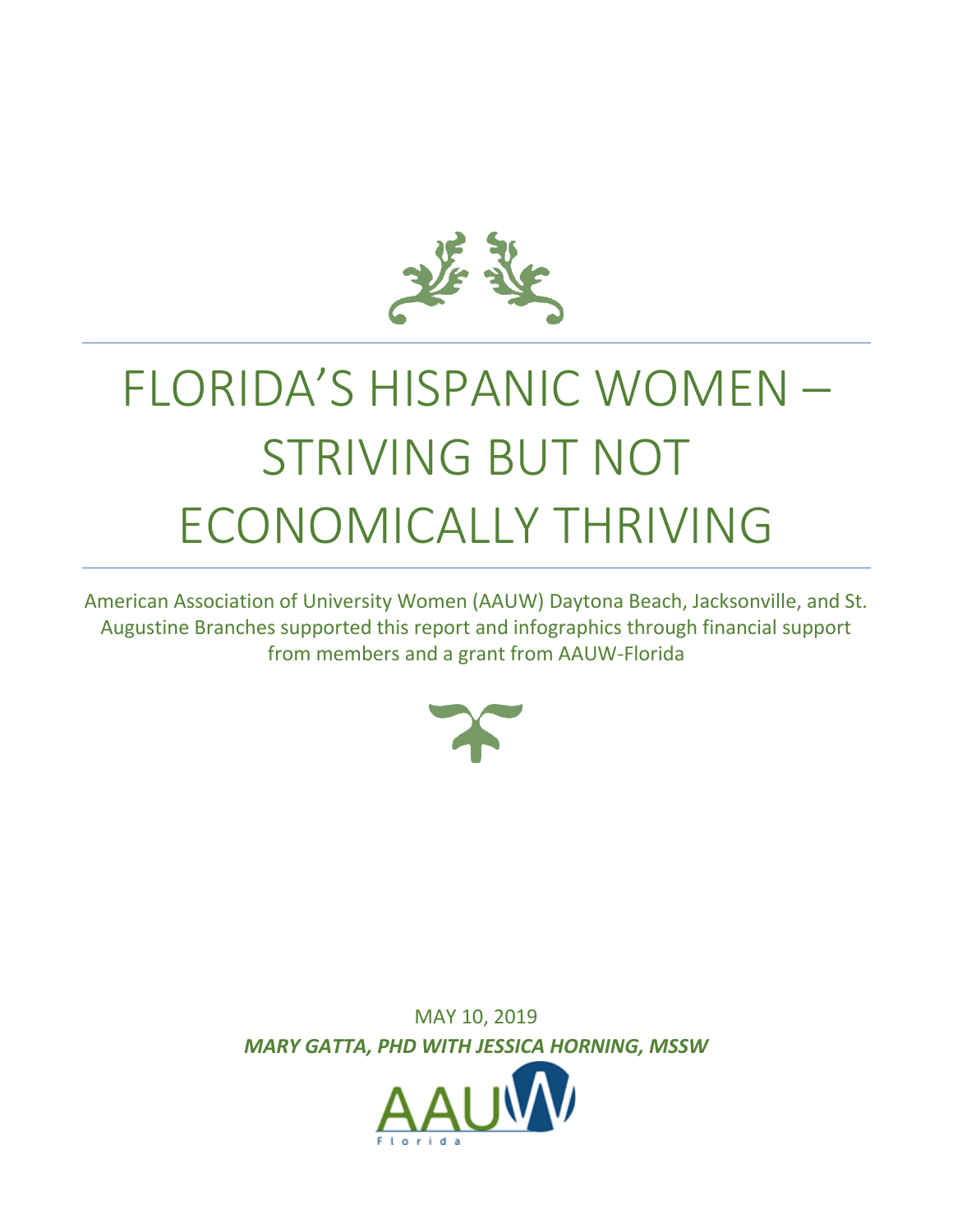# FLORIDA'S HISPANIC WOMEN – STRIVING BUT NOT ECONOMICALLY THRIVING

American Association of University Women (AAUW) Daytona Beach, Jacksonville, and St. Augustine Branches supported this report and infographics through financial support from members and a grant from AAUW-Florida

MAY 10, 2019

***MARY GATTA, PHD WITH JESSICA HORNING, MSSW***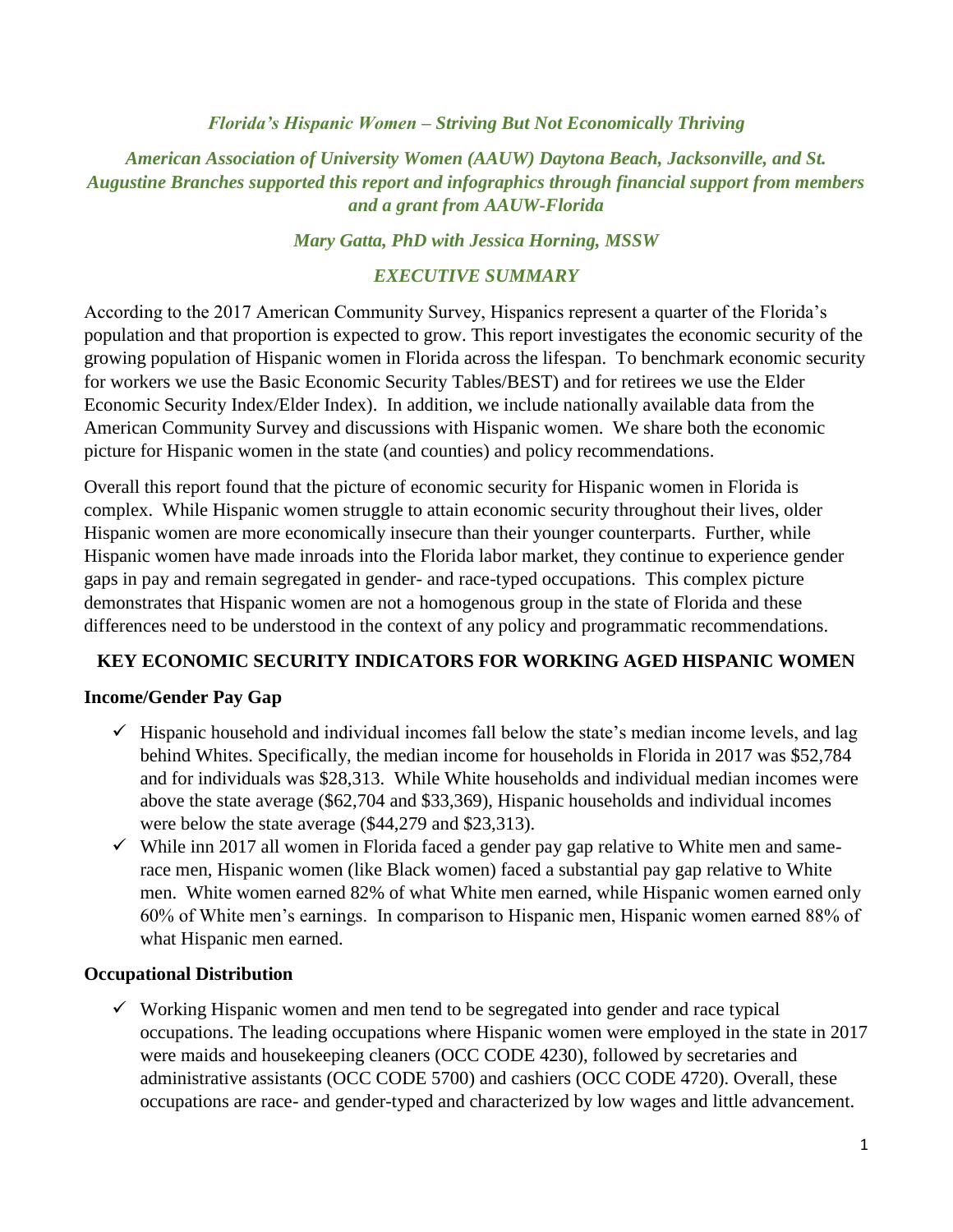*Florida's Hispanic Women – Striving But Not Economically Thriving*

*American Association of University Women (AAUW) Daytona Beach, Jacksonville, and St. Augustine Branches supported this report and infographics through financial support from members and a grant from AAUW-Florida*

*Mary Gatta, PhD with Jessica Horning, MSSW*

## *EXECUTIVE SUMMARY*

According to the 2017 American Community Survey, Hispanics represent a quarter of the Florida's population and that proportion is expected to grow. This report investigates the economic security of the growing population of Hispanic women in Florida across the lifespan. To benchmark economic security for workers we use the Basic Economic Security Tables/BEST) and for retirees we use the Elder Economic Security Index/Elder Index). In addition, we include nationally available data from the American Community Survey and discussions with Hispanic women. We share both the economic picture for Hispanic women in the state (and counties) and policy recommendations.

Overall this report found that the picture of economic security for Hispanic women in Florida is complex. While Hispanic women struggle to attain economic security throughout their lives, older Hispanic women are more economically insecure than their younger counterparts. Further, while Hispanic women have made inroads into the Florida labor market, they continue to experience gender gaps in pay and remain segregated in gender- and race-typed occupations. This complex picture demonstrates that Hispanic women are not a homogenous group in the state of Florida and these differences need to be understood in the context of any policy and programmatic recommendations.

## KEY ECONOMIC SECURITY INDICATORS FOR WORKING AGED HISPANIC WOMEN

### Income/Gender Pay Gap

- ✓ Hispanic household and individual incomes fall below the state's median income levels, and lag behind Whites. Specifically, the median income for households in Florida in 2017 was $52,784 and for individuals was $28,313. While White households and individual median incomes were above the state average ($62,704 and $33,369), Hispanic households and individual incomes were below the state average ($44,279 and $23,313).
- ✓ While inn 2017 all women in Florida faced a gender pay gap relative to White men and same-race men, Hispanic women (like Black women) faced a substantial pay gap relative to White men. White women earned 82% of what White men earned, while Hispanic women earned only 60% of White men's earnings. In comparison to Hispanic men, Hispanic women earned 88% of what Hispanic men earned.

### Occupational Distribution

- ✓ Working Hispanic women and men tend to be segregated into gender and race typical occupations. The leading occupations where Hispanic women were employed in the state in 2017 were maids and housekeeping cleaners (OCC CODE 4230), followed by secretaries and administrative assistants (OCC CODE 5700) and cashiers (OCC CODE 4720). Overall, these occupations are race- and gender-typed and characterized by low wages and little advancement.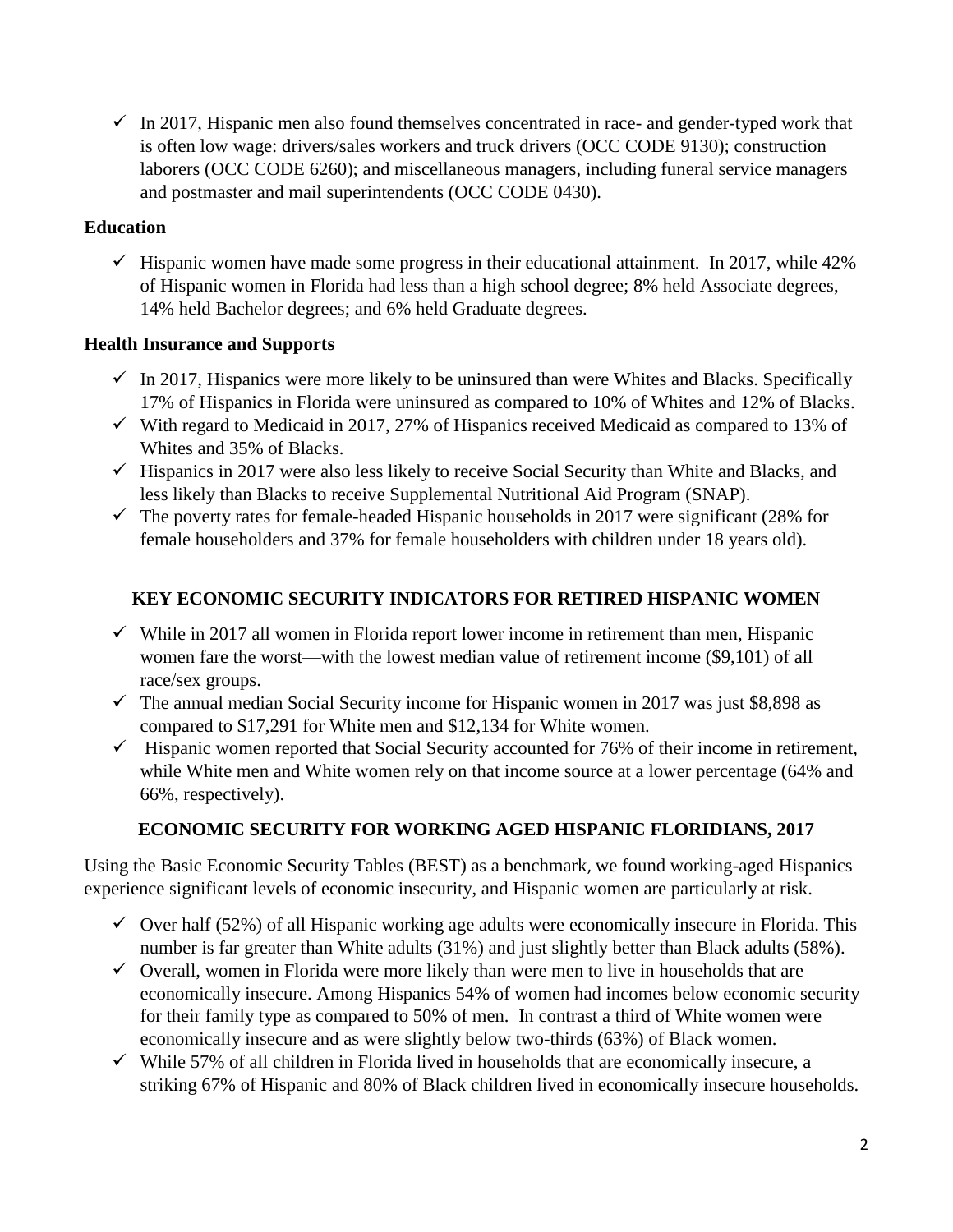- ✓ In 2017, Hispanic men also found themselves concentrated in race- and gender-typed work that is often low wage: drivers/sales workers and truck drivers (OCC CODE 9130); construction laborers (OCC CODE 6260); and miscellaneous managers, including funeral service managers and postmaster and mail superintendents (OCC CODE 0430).

**Education**

- ✓ Hispanic women have made some progress in their educational attainment. In 2017, while 42% of Hispanic women in Florida had less than a high school degree; 8% held Associate degrees, 14% held Bachelor degrees; and 6% held Graduate degrees.

**Health Insurance and Supports**

- ✓ In 2017, Hispanics were more likely to be uninsured than were Whites and Blacks. Specifically 17% of Hispanics in Florida were uninsured as compared to 10% of Whites and 12% of Blacks.
- ✓ With regard to Medicaid in 2017, 27% of Hispanics received Medicaid as compared to 13% of Whites and 35% of Blacks.
- ✓ Hispanics in 2017 were also less likely to receive Social Security than White and Blacks, and less likely than Blacks to receive Supplemental Nutritional Aid Program (SNAP).
- ✓ The poverty rates for female-headed Hispanic households in 2017 were significant (28% for female householders and 37% for female householders with children under 18 years old).

## KEY ECONOMIC SECURITY INDICATORS FOR RETIRED HISPANIC WOMEN

- ✓ While in 2017 all women in Florida report lower income in retirement than men, Hispanic women fare the worst—with the lowest median value of retirement income ($9,101) of all race/sex groups.
- ✓ The annual median Social Security income for Hispanic women in 2017 was just $8,898 as compared to $17,291 for White men and $12,134 for White women.
- ✓ Hispanic women reported that Social Security accounted for 76% of their income in retirement, while White men and White women rely on that income source at a lower percentage (64% and 66%, respectively).

## ECONOMIC SECURITY FOR WORKING AGED HISPANIC FLORIDIANS, 2017

Using the Basic Economic Security Tables (BEST) as a benchmark, we found working-aged Hispanics experience significant levels of economic insecurity, and Hispanic women are particularly at risk.

- ✓ Over half (52%) of all Hispanic working age adults were economically insecure in Florida. This number is far greater than White adults (31%) and just slightly better than Black adults (58%).
- ✓ Overall, women in Florida were more likely than were men to live in households that are economically insecure. Among Hispanics 54% of women had incomes below economic security for their family type as compared to 50% of men. In contrast a third of White women were economically insecure and as were slightly below two-thirds (63%) of Black women.
- ✓ While 57% of all children in Florida lived in households that are economically insecure, a striking 67% of Hispanic and 80% of Black children lived in economically insecure households.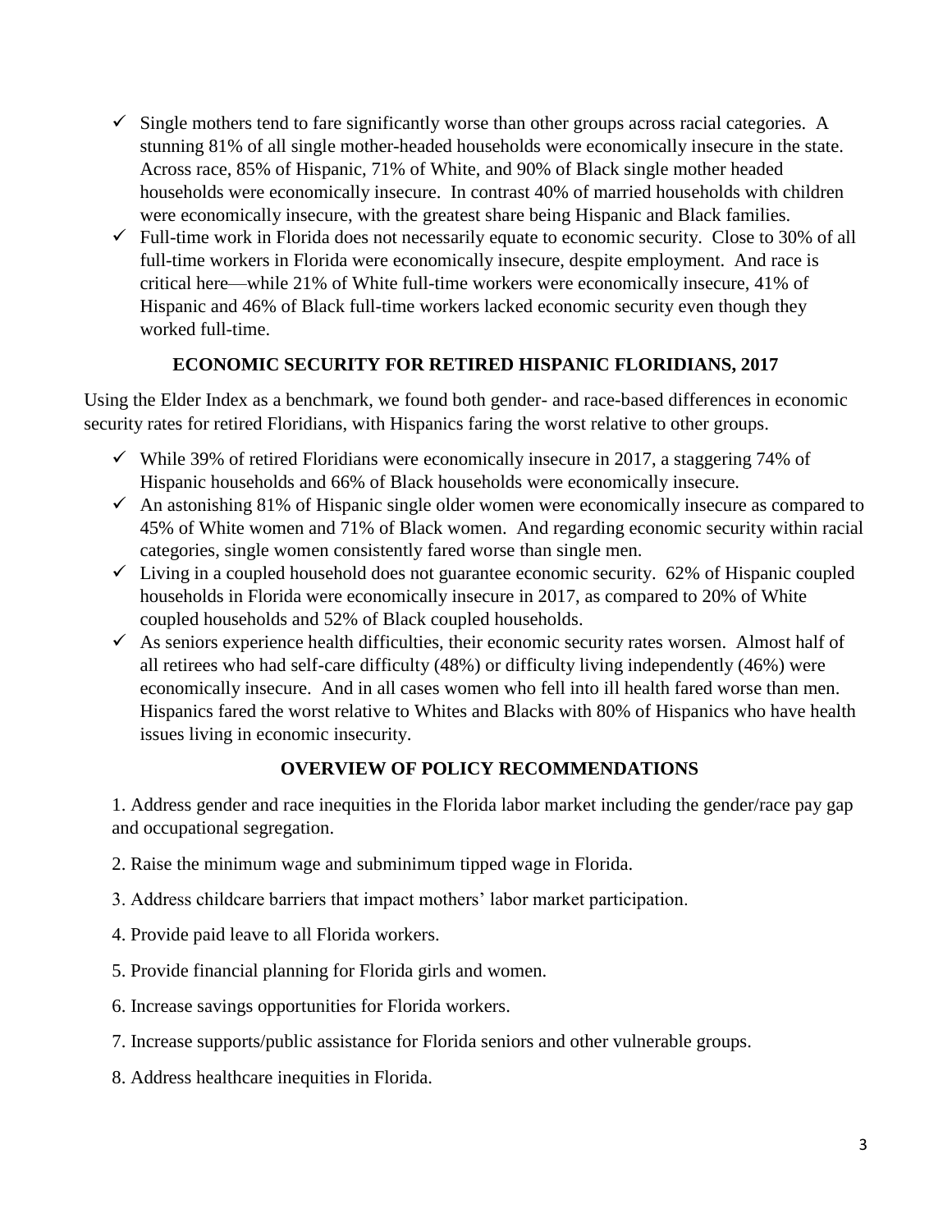- ✓ Single mothers tend to fare significantly worse than other groups across racial categories. A stunning 81% of all single mother-headed households were economically insecure in the state. Across race, 85% of Hispanic, 71% of White, and 90% of Black single mother headed households were economically insecure. In contrast 40% of married households with children were economically insecure, with the greatest share being Hispanic and Black families.
- ✓ Full-time work in Florida does not necessarily equate to economic security. Close to 30% of all full-time workers in Florida were economically insecure, despite employment. And race is critical here—while 21% of White full-time workers were economically insecure, 41% of Hispanic and 46% of Black full-time workers lacked economic security even though they worked full-time.

## ECONOMIC SECURITY FOR RETIRED HISPANIC FLORIDIANS, 2017

Using the Elder Index as a benchmark, we found both gender- and race-based differences in economic security rates for retired Floridians, with Hispanics faring the worst relative to other groups.

- ✓ While 39% of retired Floridians were economically insecure in 2017, a staggering 74% of Hispanic households and 66% of Black households were economically insecure.
- ✓ An astonishing 81% of Hispanic single older women were economically insecure as compared to 45% of White women and 71% of Black women. And regarding economic security within racial categories, single women consistently fared worse than single men.
- ✓ Living in a coupled household does not guarantee economic security. 62% of Hispanic coupled households in Florida were economically insecure in 2017, as compared to 20% of White coupled households and 52% of Black coupled households.
- ✓ As seniors experience health difficulties, their economic security rates worsen. Almost half of all retirees who had self-care difficulty (48%) or difficulty living independently (46%) were economically insecure. And in all cases women who fell into ill health fared worse than men. Hispanics fared the worst relative to Whites and Blacks with 80% of Hispanics who have health issues living in economic insecurity.

## OVERVIEW OF POLICY RECOMMENDATIONS

1. Address gender and race inequities in the Florida labor market including the gender/race pay gap and occupational segregation.

2. Raise the minimum wage and subminimum tipped wage in Florida.

3. Address childcare barriers that impact mothers' labor market participation.

4. Provide paid leave to all Florida workers.

5. Provide financial planning for Florida girls and women.

6. Increase savings opportunities for Florida workers.

7. Increase supports/public assistance for Florida seniors and other vulnerable groups.

8. Address healthcare inequities in Florida.